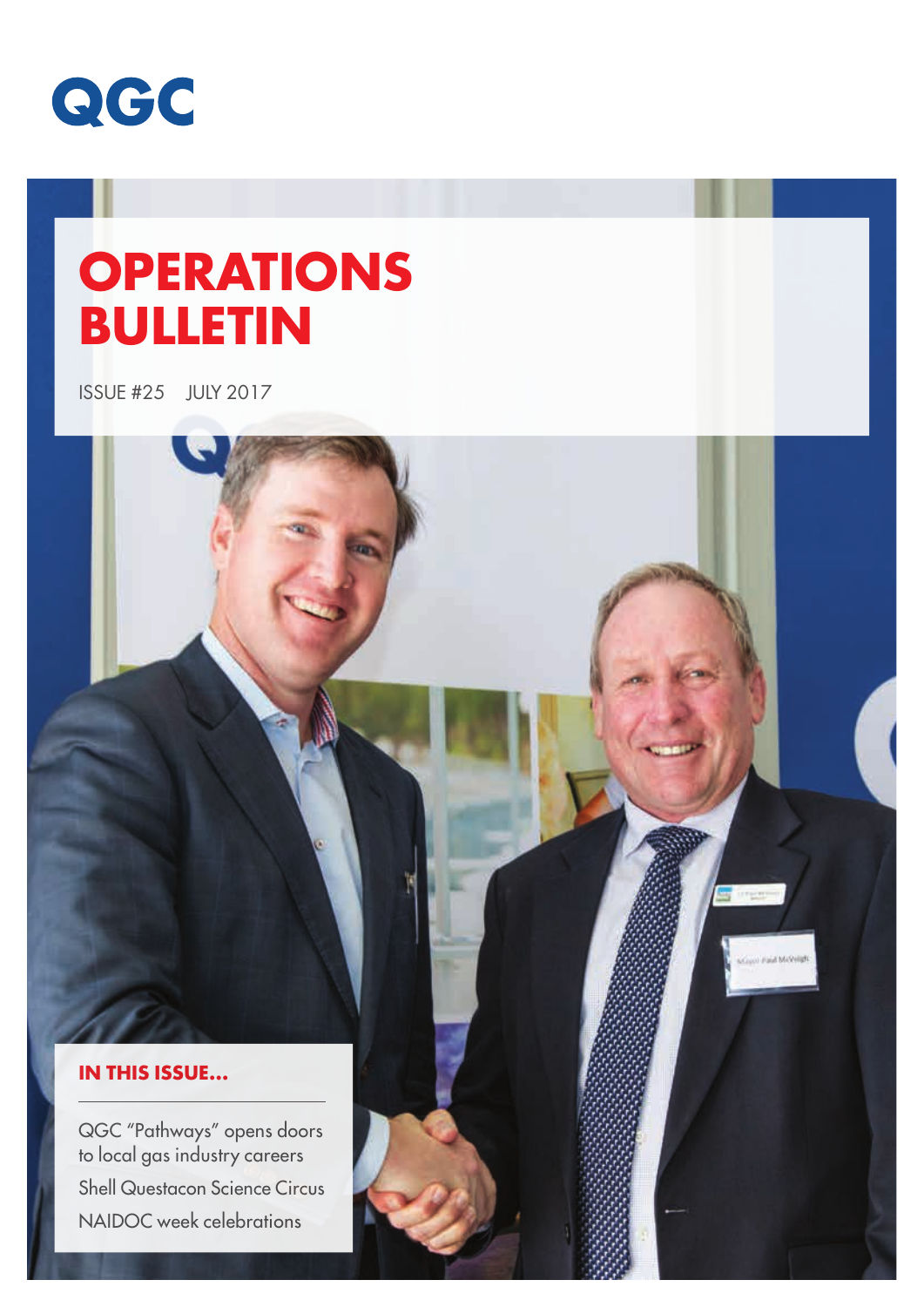QGC

# OPERATIONS BULLETIN

ISSUE #25 JULY 2017

## IN THIS ISSUE...

QGC "Pathways" opens doors to local gas industry careers

Shell Questacon Science Circus

NAIDOC week celebrations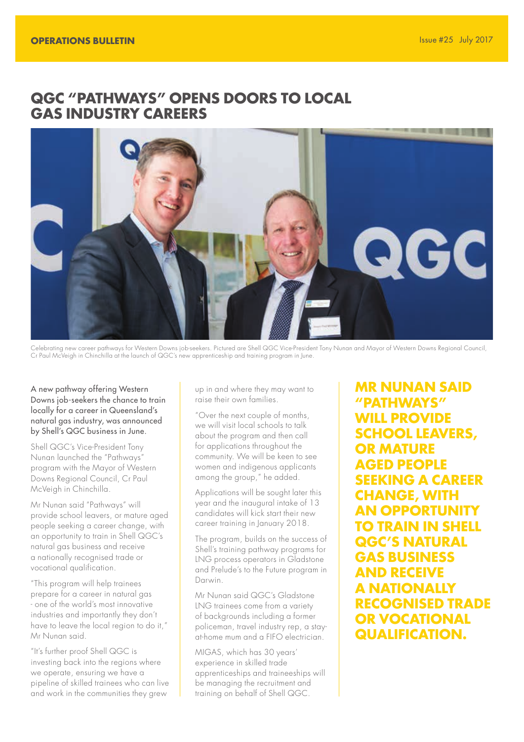# QGC "PATHWAYS" OPENS DOORS TO LOCAL GAS INDUSTRY CAREERS

Celebrating new career pathways for Western Downs job-seekers. Pictured are Shell QGC Vice-President Tony Nunan and Mayor of Western Downs Regional Council, Cr Paul McVeigh in Chinchilla at the launch of QGC's new apprenticeship and training program in June.

A new pathway offering Western Downs job-seekers the chance to train locally for a career in Queensland's natural gas industry, was announced by Shell's QGC business in June.

Shell QGC's Vice-President Tony Nunan launched the "Pathways" program with the Mayor of Western Downs Regional Council, Cr Paul McVeigh in Chinchilla.

Mr Nunan said "Pathways" will provide school leavers, or mature aged people seeking a career change, with an opportunity to train in Shell QGC's natural gas business and receive a nationally recognised trade or vocational qualification.

"This program will help trainees prepare for a career in natural gas - one of the world's most innovative industries and importantly they don't have to leave the local region to do it," Mr Nunan said.

"It's further proof Shell QGC is investing back into the regions where we operate, ensuring we have a pipeline of skilled trainees who can live and work in the communities they grew up in and where they may want to raise their own families.

"Over the next couple of months, we will visit local schools to talk about the program and then call for applications throughout the community. We will be keen to see women and indigenous applicants among the group," he added.

Applications will be sought later this year and the inaugural intake of 13 candidates will kick start their new career training in January 2018.

The program, builds on the success of Shell's training pathway programs for LNG process operators in Gladstone and Prelude's to the Future program in Darwin.

Mr Nunan said QGC's Gladstone LNG trainees come from a variety of backgrounds including a former policeman, travel industry rep, a stay-at-home mum and a FIFO electrician.

MIGAS, which has 30 years' experience in skilled trade apprenticeships and traineeships will be managing the recruitment and training on behalf of Shell QGC.

**MR NUNAN SAID "PATHWAYS" WILL PROVIDE SCHOOL LEAVERS, OR MATURE AGED PEOPLE SEEKING A CAREER CHANGE, WITH AN OPPORTUNITY TO TRAIN IN SHELL QGC'S NATURAL GAS BUSINESS AND RECEIVE A NATIONALLY RECOGNISED TRADE OR VOCATIONAL QUALIFICATION.**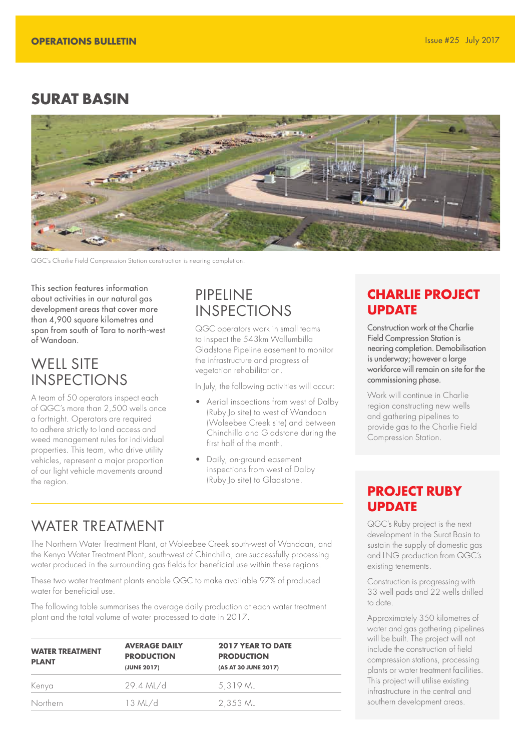# SURAT BASIN

QGC's Charlie Field Compression Station construction is nearing completion.

This section features information about activities in our natural gas development areas that cover more than 4,900 square kilometres and span from south of Tara to north-west of Wandoan.

## WELL SITE INSPECTIONS

A team of 50 operators inspect each of QGC's more than 2,500 wells once a fortnight. Operators are required to adhere strictly to land access and weed management rules for individual properties. This team, who drive utility vehicles, represent a major proportion of our light vehicle movements around the region.

## PIPELINE INSPECTIONS

QGC operators work in small teams to inspect the 543km Wallumbilla Gladstone Pipeline easement to monitor the infrastructure and progress of vegetation rehabilitation.

In July, the following activities will occur:

- Aerial inspections from west of Dalby (Ruby Jo site) to west of Wandoan (Woleebee Creek site) and between Chinchilla and Gladstone during the first half of the month.
- Daily, on-ground easement inspections from west of Dalby (Ruby Jo site) to Gladstone.

## WATER TREATMENT

The Northern Water Treatment Plant, at Woleebee Creek south-west of Wandoan, and the Kenya Water Treatment Plant, south-west of Chinchilla, are successfully processing water produced in the surrounding gas fields for beneficial use within these regions.

These two water treatment plants enable QGC to make available 97% of produced water for beneficial use.

The following table summarises the average daily production at each water treatment plant and the total volume of water processed to date in 2017.

| WATER TREATMENT PLANT | AVERAGE DAILY PRODUCTION (JUNE 2017) | 2017 YEAR TO DATE PRODUCTION (AS AT 30 JUNE 2017) |
|---|---|---|
| Kenya | 29.4 ML/d | 5,319 ML |
| Northern | 13 ML/d | 2,353 ML |

## CHARLIE PROJECT UPDATE

Construction work at the Charlie Field Compression Station is nearing completion. Demobilisation is underway; however a large workforce will remain on site for the commissioning phase.

Work will continue in Charlie region constructing new wells and gathering pipelines to provide gas to the Charlie Field Compression Station.

## PROJECT RUBY UPDATE

QGC's Ruby project is the next development in the Surat Basin to sustain the supply of domestic gas and LNG production from QGC's existing tenements.

Construction is progressing with 33 well pads and 22 wells drilled to date.

Approximately 350 kilometres of water and gas gathering pipelines will be built. The project will not include the construction of field compression stations, processing plants or water treatment facilities. This project will utilise existing infrastructure in the central and southern development areas.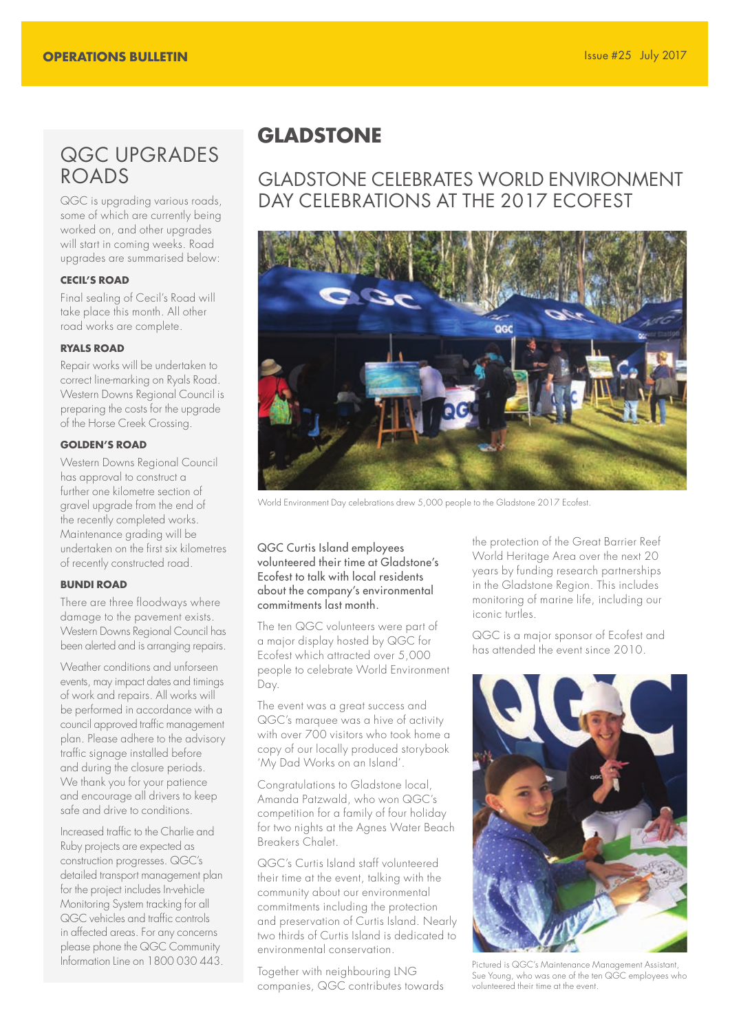## QGC UPGRADES ROADS

QGC is upgrading various roads, some of which are currently being worked on, and other upgrades will start in coming weeks. Road upgrades are summarised below:

**CECIL'S ROAD**

Final sealing of Cecil's Road will take place this month. All other road works are complete.

**RYALS ROAD**

Repair works will be undertaken to correct line-marking on Ryals Road. Western Downs Regional Council is preparing the costs for the upgrade of the Horse Creek Crossing.

**GOLDEN'S ROAD**

Western Downs Regional Council has approval to construct a further one kilometre section of gravel upgrade from the end of the recently completed works. Maintenance grading will be undertaken on the first six kilometres of recently constructed road.

**BUNDI ROAD**

There are three floodways where damage to the pavement exists. Western Downs Regional Council has been alerted and is arranging repairs.

Weather conditions and unforseen events, may impact dates and timings of work and repairs. All works will be performed in accordance with a council approved traffic management plan. Please adhere to the advisory traffic signage installed before and during the closure periods. We thank you for your patience and encourage all drivers to keep safe and drive to conditions.

Increased traffic to the Charlie and Ruby projects are expected as construction progresses. QGC's detailed transport management plan for the project includes In-vehicle Monitoring System tracking for all QGC vehicles and traffic controls in affected areas. For any concerns please phone the QGC Community Information Line on 1800 030 443.

# GLADSTONE

## GLADSTONE CELEBRATES WORLD ENVIRONMENT DAY CELEBRATIONS AT THE 2017 ECOFEST

World Environment Day celebrations drew 5,000 people to the Gladstone 2017 Ecofest.

QGC Curtis Island employees volunteered their time at Gladstone's Ecofest to talk with local residents about the company's environmental commitments last month.

The ten QGC volunteers were part of a major display hosted by QGC for Ecofest which attracted over 5,000 people to celebrate World Environment Day.

The event was a great success and QGC's marquee was a hive of activity with over 700 visitors who took home a copy of our locally produced storybook 'My Dad Works on an Island'.

Congratulations to Gladstone local, Amanda Patzwald, who won QGC's competition for a family of four holiday for two nights at the Agnes Water Beach Breakers Chalet.

QGC's Curtis Island staff volunteered their time at the event, talking with the community about our environmental commitments including the protection and preservation of Curtis Island. Nearly two thirds of Curtis Island is dedicated to environmental conservation.

Together with neighbouring LNG companies, QGC contributes towards the protection of the Great Barrier Reef World Heritage Area over the next 20 years by funding research partnerships in the Gladstone Region. This includes monitoring of marine life, including our iconic turtles.

QGC is a major sponsor of Ecofest and has attended the event since 2010.

Pictured is QGC's Maintenance Management Assistant, Sue Young, who was one of the ten QGC employees who volunteered their time at the event.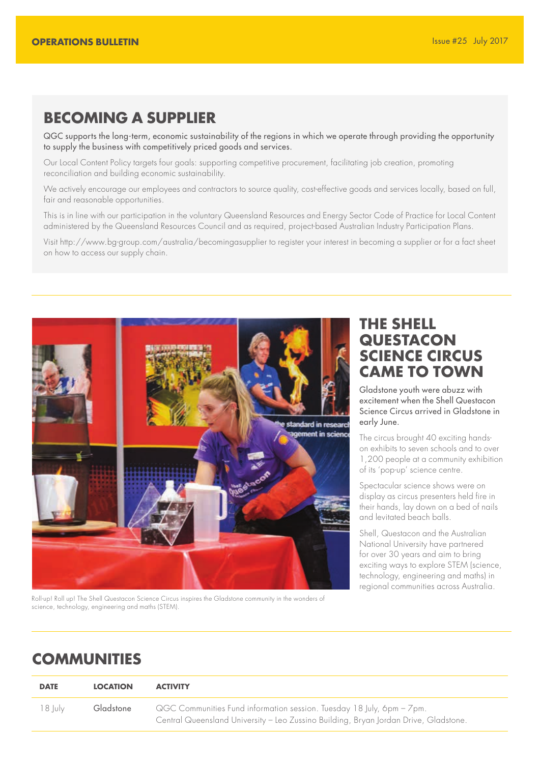## BECOMING A SUPPLIER

QGC supports the long-term, economic sustainability of the regions in which we operate through providing the opportunity to supply the business with competitively priced goods and services.

Our Local Content Policy targets four goals: supporting competitive procurement, facilitating job creation, promoting reconciliation and building economic sustainability.

We actively encourage our employees and contractors to source quality, cost-effective goods and services locally, based on full, fair and reasonable opportunities.

This is in line with our participation in the voluntary Queensland Resources and Energy Sector Code of Practice for Local Content administered by the Queensland Resources Council and as required, project-based Australian Industry Participation Plans.

Visit http://www.bg-group.com/australia/becomingasupplier to register your interest in becoming a supplier or for a fact sheet on how to access our supply chain.

## THE SHELL QUESTACON SCIENCE CIRCUS CAME TO TOWN

Gladstone youth were abuzz with excitement when the Shell Questacon Science Circus arrived in Gladstone in early June.

The circus brought 40 exciting hands-on exhibits to seven schools and to over 1,200 people at a community exhibition of its 'pop-up' science centre.

Spectacular science shows were on display as circus presenters held fire in their hands, lay down on a bed of nails and levitated beach balls.

Shell, Questacon and the Australian National University have partnered for over 30 years and aim to bring exciting ways to explore STEM (science, technology, engineering and maths) in regional communities across Australia.

Roll-up! Roll up! The Shell Questacon Science Circus inspires the Gladstone community in the wonders of science, technology, engineering and maths (STEM).

## COMMUNITIES

| DATE | LOCATION | ACTIVITY |
|---|---|---|
| 18 July | Gladstone | QGC Communities Fund information session. Tuesday 18 July, 6pm – 7pm. Central Queensland University – Leo Zussino Building, Bryan Jordan Drive, Gladstone. |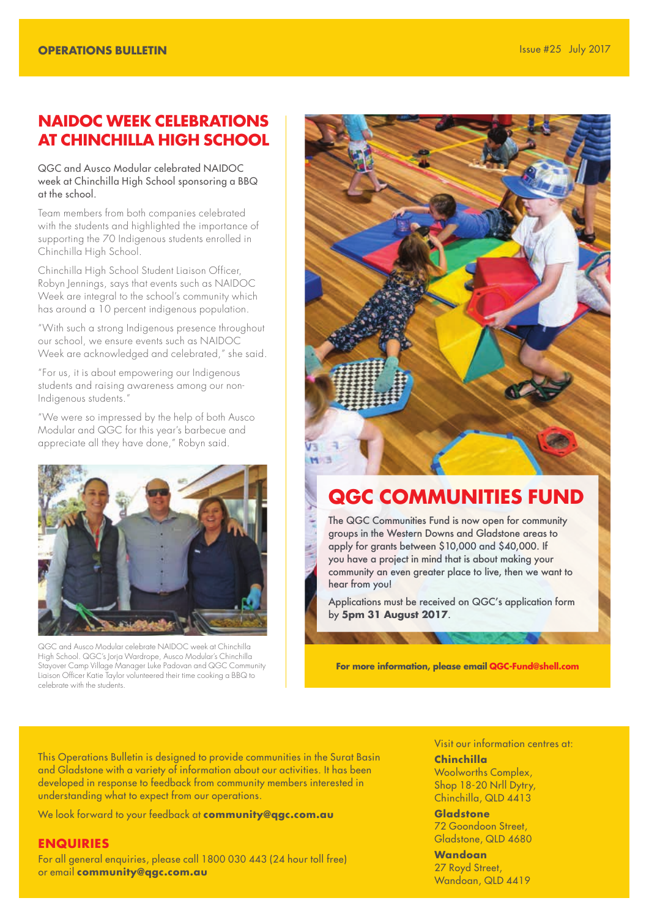## NAIDOC WEEK CELEBRATIONS AT CHINCHILLA HIGH SCHOOL

QGC and Ausco Modular celebrated NAIDOC week at Chinchilla High School sponsoring a BBQ at the school.

Team members from both companies celebrated with the students and highlighted the importance of supporting the 70 Indigenous students enrolled in Chinchilla High School.

Chinchilla High School Student Liaison Officer, Robyn Jennings, says that events such as NAIDOC Week are integral to the school's community which has around a 10 percent indigenous population.

"With such a strong Indigenous presence throughout our school, we ensure events such as NAIDOC Week are acknowledged and celebrated," she said.

"For us, it is about empowering our Indigenous students and raising awareness among our non-Indigenous students."

"We were so impressed by the help of both Ausco Modular and QGC for this year's barbecue and appreciate all they have done," Robyn said.

QGC and Ausco Modular celebrate NAIDOC week at Chinchilla High School. QGC's Jorja Wardrope, Ausco Modular's Chinchilla Stayover Camp Village Manager Luke Padovan and QGC Community Liaison Officer Katie Taylor volunteered their time cooking a BBQ to celebrate with the students.

## QGC COMMUNITIES FUND

The QGC Communities Fund is now open for community groups in the Western Downs and Gladstone areas to apply for grants between $10,000 and $40,000. If you have a project in mind that is about making your community an even greater place to live, then we want to hear from you!

Applications must be received on QGC's application form by **5pm 31 August 2017**.

**For more information, please email QGC-Fund@shell.com**

This Operations Bulletin is designed to provide communities in the Surat Basin and Gladstone with a variety of information about our activities. It has been developed in response to feedback from community members interested in understanding what to expect from our operations.

We look forward to your feedback at **community@qgc.com.au**

## ENQUIRIES

For all general enquiries, please call 1800 030 443 (24 hour toll free) or email **community@qgc.com.au**

Visit our information centres at:

**Chinchilla**
Woolworths Complex,
Shop 18-20 Nrll Dytry,
Chinchilla, QLD 4413

**Gladstone**
72 Goondoon Street,
Gladstone, QLD 4680

**Wandoan**
27 Royd Street,
Wandoan, QLD 4419